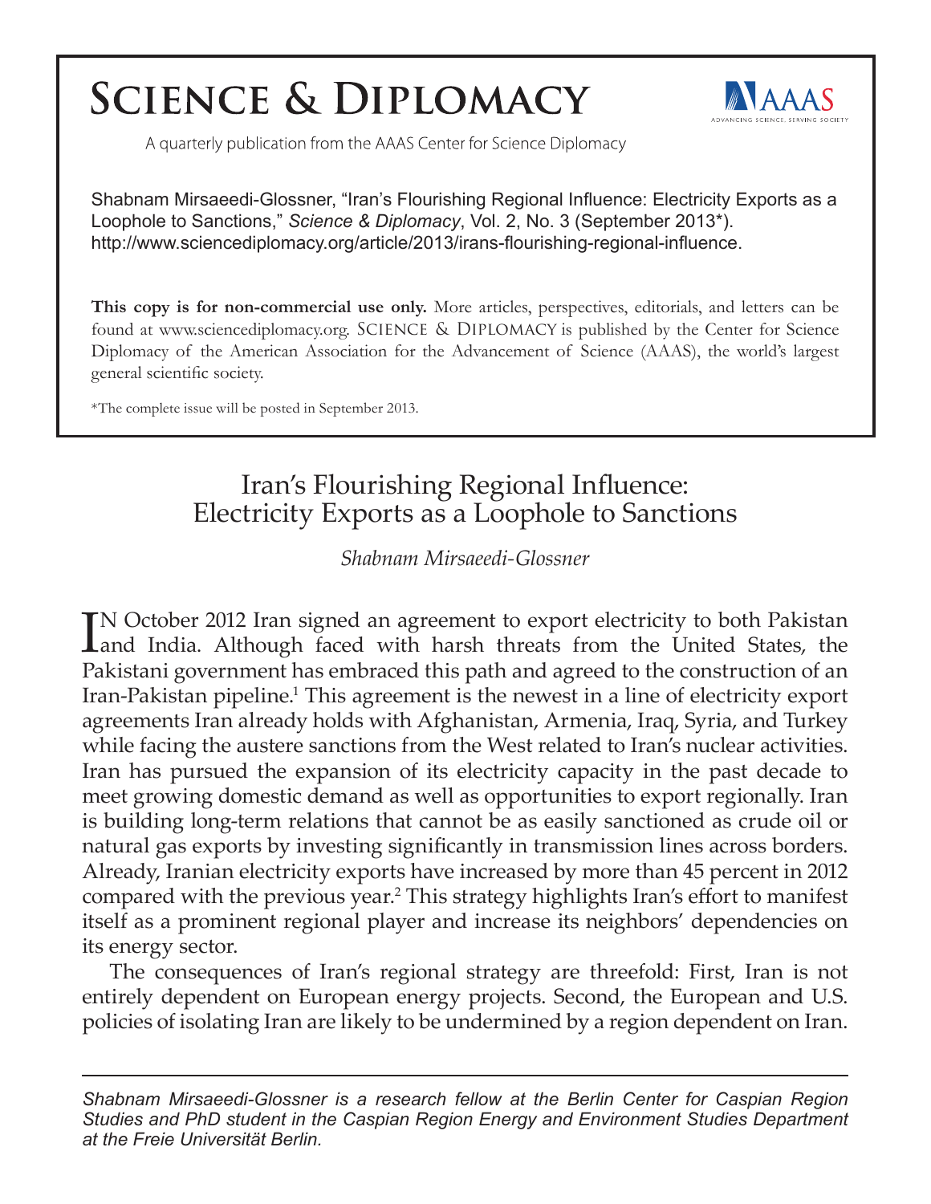# Science & Diplomacy

A quarterly publication from the AAAS Center for Science Diplomacy

Shabnam Mirsaeedi-Glossner, "Iran's Flourishing Regional Influence: Electricity Exports as a Loophole to Sanctions," *Science & Diplomacy*, Vol. 2, No. 3 (September 2013*). http://www.sciencediplomacy.org/article/2013/irans-flourishing-regional-influence.

**This copy is for non-commercial use only.** More articles, perspectives, editorials, and letters can be found at www.sciencediplomacy.org. SCIENCE & DIPLOMACY is published by the Center for Science Diplomacy of the American Association for the Advancement of Science (AAAS), the world's largest general scientific society.

*The complete issue will be posted in September 2013.

## Iran's Flourishing Regional Influence: Electricity Exports as a Loophole to Sanctions

*Shabnam Mirsaeedi-Glossner*

IN October 2012 Iran signed an agreement to export electricity to both Pakistan and India. Although faced with harsh threats from the United States, the Pakistani government has embraced this path and agreed to the construction of an Iran-Pakistan pipeline.[1] This agreement is the newest in a line of electricity export agreements Iran already holds with Afghanistan, Armenia, Iraq, Syria, and Turkey while facing the austere sanctions from the West related to Iran's nuclear activities. Iran has pursued the expansion of its electricity capacity in the past decade to meet growing domestic demand as well as opportunities to export regionally. Iran is building long-term relations that cannot be as easily sanctioned as crude oil or natural gas exports by investing significantly in transmission lines across borders. Already, Iranian electricity exports have increased by more than 45 percent in 2012 compared with the previous year.[2] This strategy highlights Iran's effort to manifest itself as a prominent regional player and increase its neighbors' dependencies on its energy sector.

The consequences of Iran's regional strategy are threefold: First, Iran is not entirely dependent on European energy projects. Second, the European and U.S. policies of isolating Iran are likely to be undermined by a region dependent on Iran.

---

*Shabnam Mirsaeedi-Glossner is a research fellow at the Berlin Center for Caspian Region Studies and PhD student in the Caspian Region Energy and Environment Studies Department at the Freie Universität Berlin.*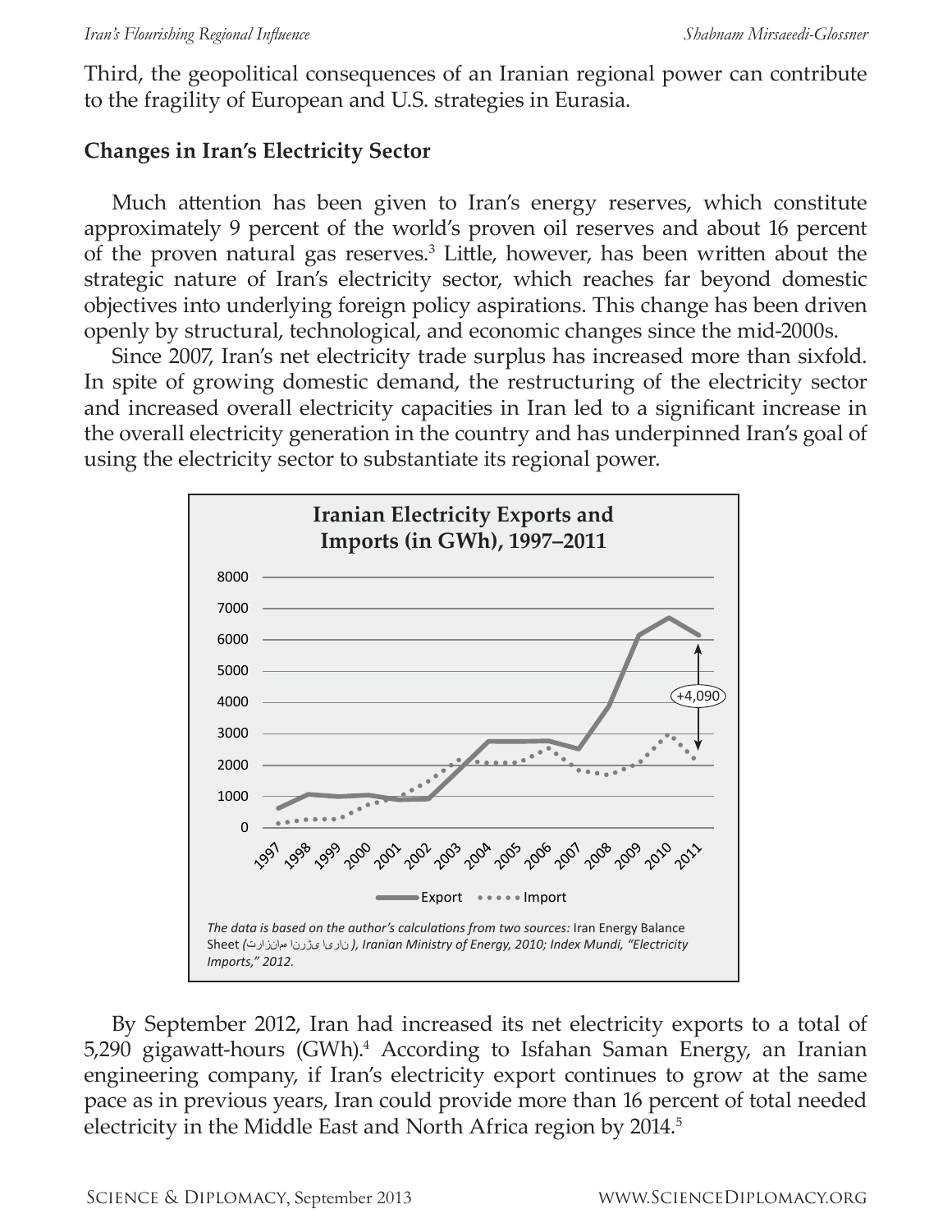Third, the geopolitical consequences of an Iranian regional power can contribute to the fragility of European and U.S. strategies in Eurasia.

## Changes in Iran's Electricity Sector

Much attention has been given to Iran's energy reserves, which constitute approximately 9 percent of the world's proven oil reserves and about 16 percent of the proven natural gas reserves.[3] Little, however, has been written about the strategic nature of Iran's electricity sector, which reaches far beyond domestic objectives into underlying foreign policy aspirations. This change has been driven openly by structural, technological, and economic changes since the mid-2000s.

Since 2007, Iran's net electricity trade surplus has increased more than sixfold. In spite of growing domestic demand, the restructuring of the electricity sector and increased overall electricity capacities in Iran led to a significant increase in the overall electricity generation in the country and has underpinned Iran's goal of using the electricity sector to substantiate its regional power.

**Iranian Electricity Exports and Imports (in GWh), 1997–2011**

*The data is based on the author's calculations from two sources:* Iran Energy Balance Sheet *(ترازنامه انرژی ایران), Iranian Ministry of Energy, 2010; Index Mundi, "Electricity Imports," 2012.*

By September 2012, Iran had increased its net electricity exports to a total of 5,290 gigawatt-hours (GWh).[4] According to Isfahan Saman Energy, an Iranian engineering company, if Iran's electricity export continues to grow at the same pace as in previous years, Iran could provide more than 16 percent of total needed electricity in the Middle East and North Africa region by 2014.[5]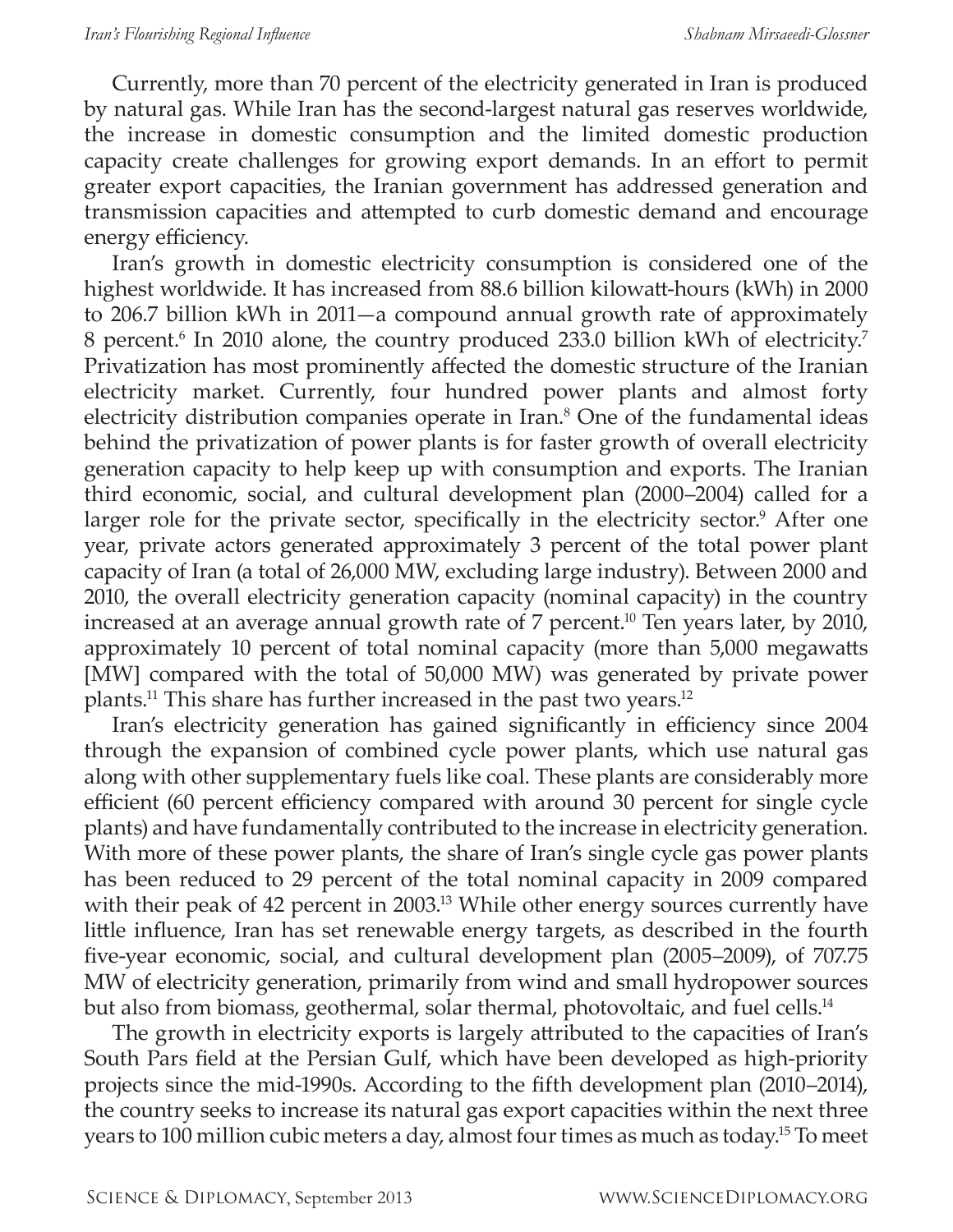Currently, more than 70 percent of the electricity generated in Iran is produced by natural gas. While Iran has the second-largest natural gas reserves worldwide, the increase in domestic consumption and the limited domestic production capacity create challenges for growing export demands. In an effort to permit greater export capacities, the Iranian government has addressed generation and transmission capacities and attempted to curb domestic demand and encourage energy efficiency.

Iran's growth in domestic electricity consumption is considered one of the highest worldwide. It has increased from 88.6 billion kilowatt-hours (kWh) in 2000 to 206.7 billion kWh in 2011—a compound annual growth rate of approximately 8 percent.[6] In 2010 alone, the country produced 233.0 billion kWh of electricity.[7] Privatization has most prominently affected the domestic structure of the Iranian electricity market. Currently, four hundred power plants and almost forty electricity distribution companies operate in Iran.[8] One of the fundamental ideas behind the privatization of power plants is for faster growth of overall electricity generation capacity to help keep up with consumption and exports. The Iranian third economic, social, and cultural development plan (2000–2004) called for a larger role for the private sector, specifically in the electricity sector.[9] After one year, private actors generated approximately 3 percent of the total power plant capacity of Iran (a total of 26,000 MW, excluding large industry). Between 2000 and 2010, the overall electricity generation capacity (nominal capacity) in the country increased at an average annual growth rate of 7 percent.[10] Ten years later, by 2010, approximately 10 percent of total nominal capacity (more than 5,000 megawatts [MW] compared with the total of 50,000 MW) was generated by private power plants.[11] This share has further increased in the past two years.[12]

Iran's electricity generation has gained significantly in efficiency since 2004 through the expansion of combined cycle power plants, which use natural gas along with other supplementary fuels like coal. These plants are considerably more efficient (60 percent efficiency compared with around 30 percent for single cycle plants) and have fundamentally contributed to the increase in electricity generation. With more of these power plants, the share of Iran's single cycle gas power plants has been reduced to 29 percent of the total nominal capacity in 2009 compared with their peak of 42 percent in 2003.[13] While other energy sources currently have little influence, Iran has set renewable energy targets, as described in the fourth five-year economic, social, and cultural development plan (2005–2009), of 707.75 MW of electricity generation, primarily from wind and small hydropower sources but also from biomass, geothermal, solar thermal, photovoltaic, and fuel cells.[14]

The growth in electricity exports is largely attributed to the capacities of Iran's South Pars field at the Persian Gulf, which have been developed as high-priority projects since the mid-1990s. According to the fifth development plan (2010–2014), the country seeks to increase its natural gas export capacities within the next three years to 100 million cubic meters a day, almost four times as much as today.[15] To meet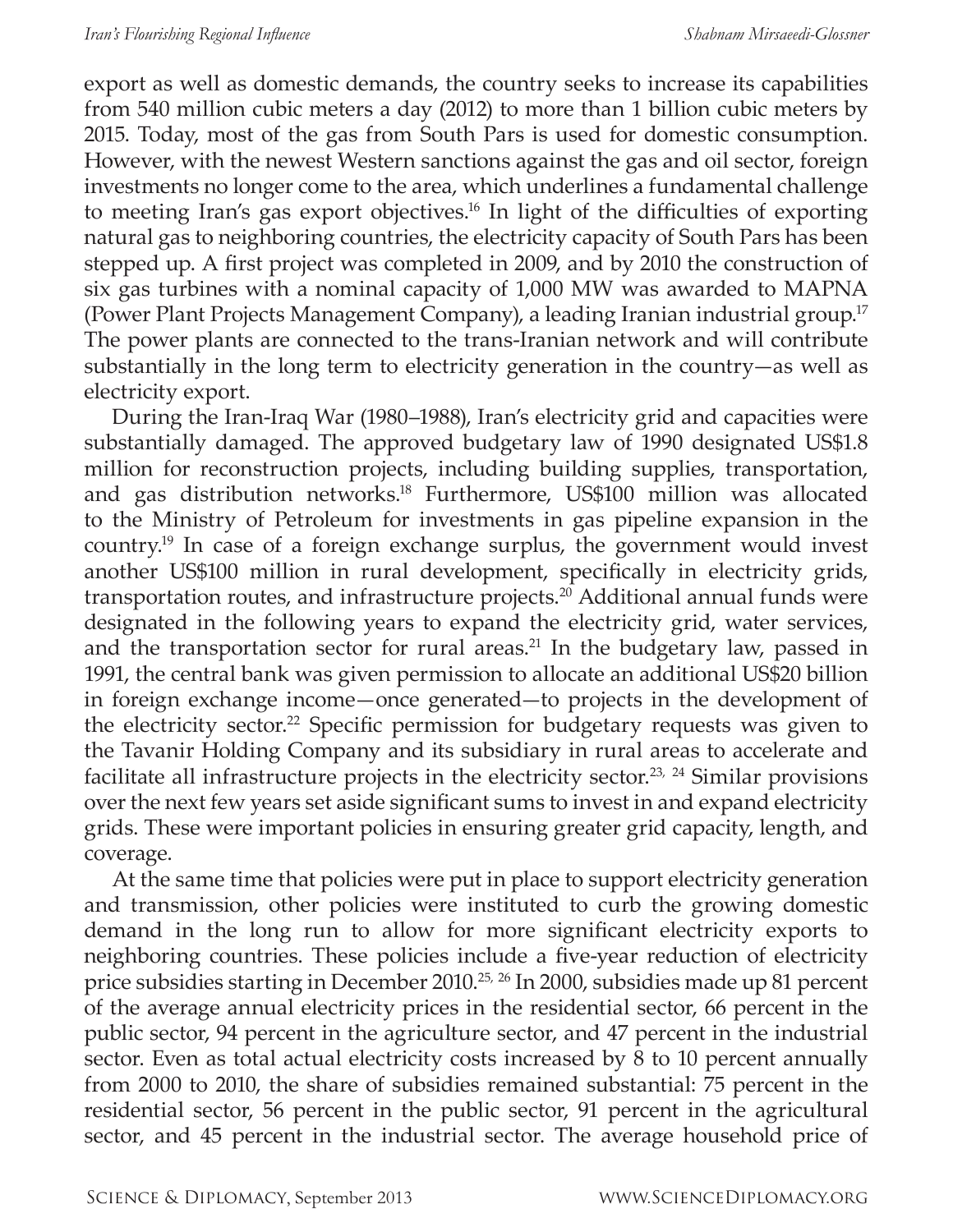export as well as domestic demands, the country seeks to increase its capabilities from 540 million cubic meters a day (2012) to more than 1 billion cubic meters by 2015. Today, most of the gas from South Pars is used for domestic consumption. However, with the newest Western sanctions against the gas and oil sector, foreign investments no longer come to the area, which underlines a fundamental challenge to meeting Iran's gas export objectives.[16] In light of the difficulties of exporting natural gas to neighboring countries, the electricity capacity of South Pars has been stepped up. A first project was completed in 2009, and by 2010 the construction of six gas turbines with a nominal capacity of 1,000 MW was awarded to MAPNA (Power Plant Projects Management Company), a leading Iranian industrial group.[17] The power plants are connected to the trans-Iranian network and will contribute substantially in the long term to electricity generation in the country—as well as electricity export.

During the Iran-Iraq War (1980–1988), Iran's electricity grid and capacities were substantially damaged. The approved budgetary law of 1990 designated US$1.8 million for reconstruction projects, including building supplies, transportation, and gas distribution networks.[18] Furthermore, US$100 million was allocated to the Ministry of Petroleum for investments in gas pipeline expansion in the country.[19] In case of a foreign exchange surplus, the government would invest another US$100 million in rural development, specifically in electricity grids, transportation routes, and infrastructure projects.[20] Additional annual funds were designated in the following years to expand the electricity grid, water services, and the transportation sector for rural areas.[21] In the budgetary law, passed in 1991, the central bank was given permission to allocate an additional US$20 billion in foreign exchange income—once generated—to projects in the development of the electricity sector.[22] Specific permission for budgetary requests was given to the Tavanir Holding Company and its subsidiary in rural areas to accelerate and facilitate all infrastructure projects in the electricity sector.[23, 24] Similar provisions over the next few years set aside significant sums to invest in and expand electricity grids. These were important policies in ensuring greater grid capacity, length, and coverage.

At the same time that policies were put in place to support electricity generation and transmission, other policies were instituted to curb the growing domestic demand in the long run to allow for more significant electricity exports to neighboring countries. These policies include a five-year reduction of electricity price subsidies starting in December 2010.[25, 26] In 2000, subsidies made up 81 percent of the average annual electricity prices in the residential sector, 66 percent in the public sector, 94 percent in the agriculture sector, and 47 percent in the industrial sector. Even as total actual electricity costs increased by 8 to 10 percent annually from 2000 to 2010, the share of subsidies remained substantial: 75 percent in the residential sector, 56 percent in the public sector, 91 percent in the agricultural sector, and 45 percent in the industrial sector. The average household price of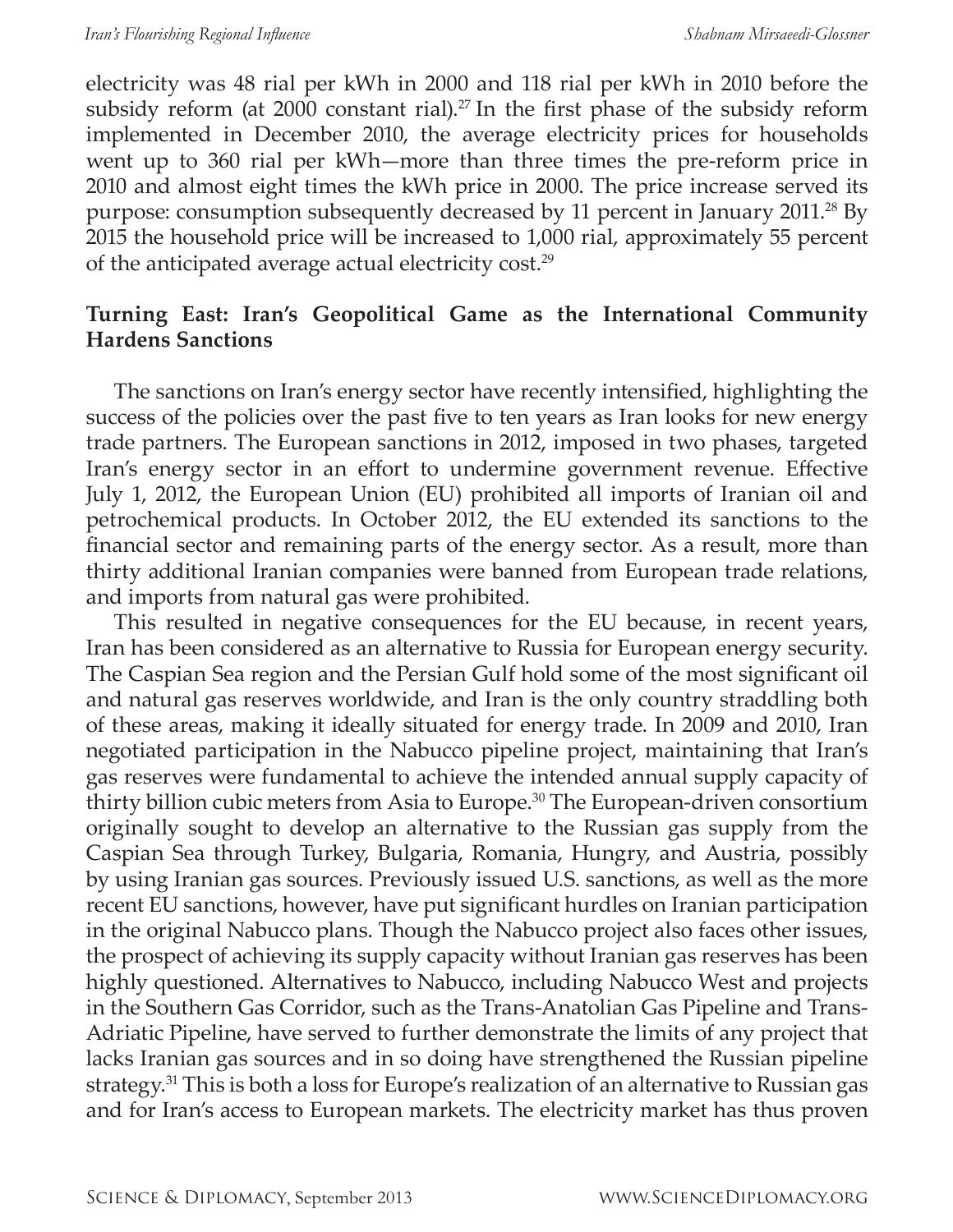electricity was 48 rial per kWh in 2000 and 118 rial per kWh in 2010 before the subsidy reform (at 2000 constant rial).[27] In the first phase of the subsidy reform implemented in December 2010, the average electricity prices for households went up to 360 rial per kWh—more than three times the pre-reform price in 2010 and almost eight times the kWh price in 2000. The price increase served its purpose: consumption subsequently decreased by 11 percent in January 2011.[28] By 2015 the household price will be increased to 1,000 rial, approximately 55 percent of the anticipated average actual electricity cost.[29]

## Turning East: Iran's Geopolitical Game as the International Community Hardens Sanctions

The sanctions on Iran's energy sector have recently intensified, highlighting the success of the policies over the past five to ten years as Iran looks for new energy trade partners. The European sanctions in 2012, imposed in two phases, targeted Iran's energy sector in an effort to undermine government revenue. Effective July 1, 2012, the European Union (EU) prohibited all imports of Iranian oil and petrochemical products. In October 2012, the EU extended its sanctions to the financial sector and remaining parts of the energy sector. As a result, more than thirty additional Iranian companies were banned from European trade relations, and imports from natural gas were prohibited.

This resulted in negative consequences for the EU because, in recent years, Iran has been considered as an alternative to Russia for European energy security. The Caspian Sea region and the Persian Gulf hold some of the most significant oil and natural gas reserves worldwide, and Iran is the only country straddling both of these areas, making it ideally situated for energy trade. In 2009 and 2010, Iran negotiated participation in the Nabucco pipeline project, maintaining that Iran's gas reserves were fundamental to achieve the intended annual supply capacity of thirty billion cubic meters from Asia to Europe.[30] The European-driven consortium originally sought to develop an alternative to the Russian gas supply from the Caspian Sea through Turkey, Bulgaria, Romania, Hungry, and Austria, possibly by using Iranian gas sources. Previously issued U.S. sanctions, as well as the more recent EU sanctions, however, have put significant hurdles on Iranian participation in the original Nabucco plans. Though the Nabucco project also faces other issues, the prospect of achieving its supply capacity without Iranian gas reserves has been highly questioned. Alternatives to Nabucco, including Nabucco West and projects in the Southern Gas Corridor, such as the Trans-Anatolian Gas Pipeline and Trans-Adriatic Pipeline, have served to further demonstrate the limits of any project that lacks Iranian gas sources and in so doing have strengthened the Russian pipeline strategy.[31] This is both a loss for Europe's realization of an alternative to Russian gas and for Iran's access to European markets. The electricity market has thus proven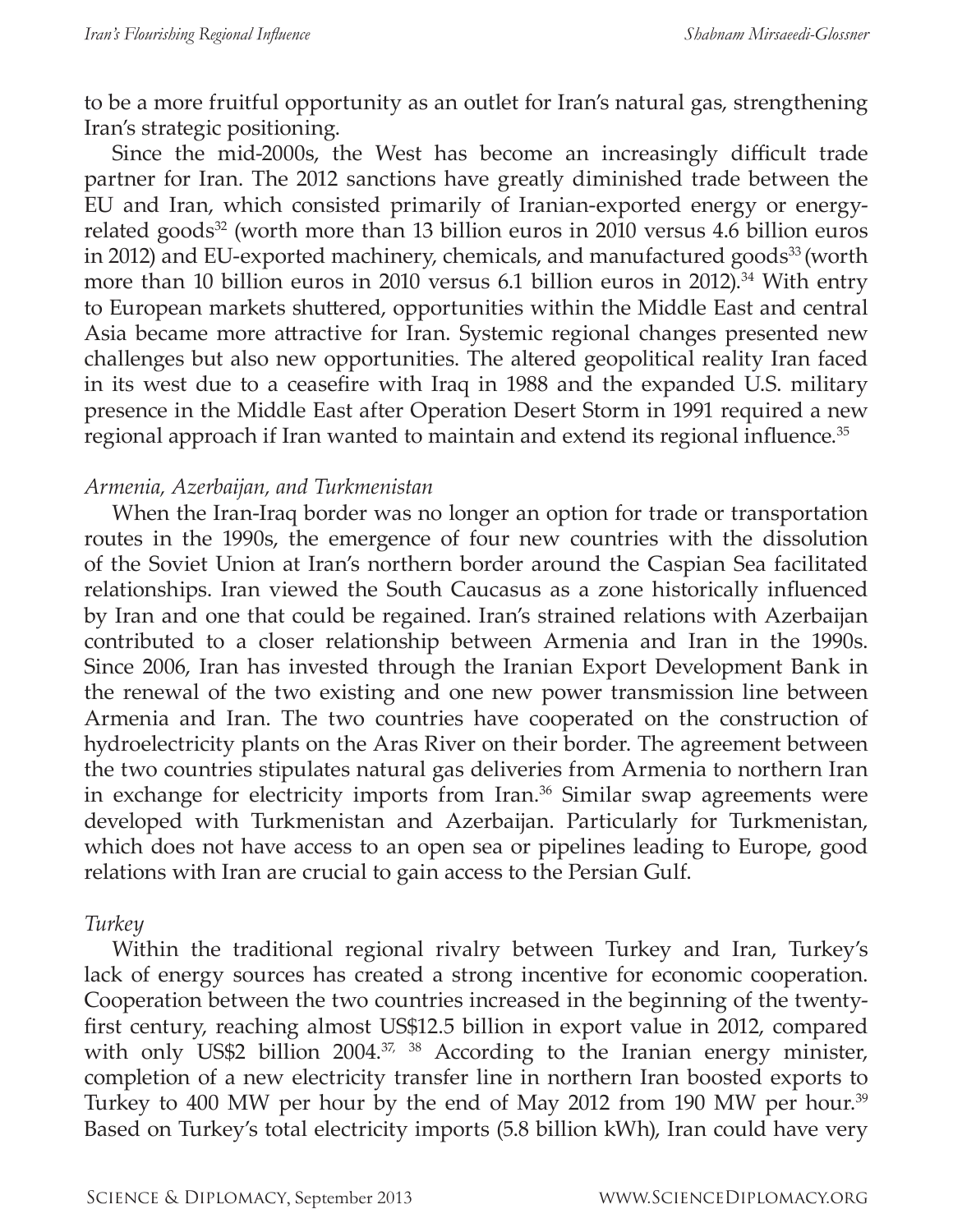to be a more fruitful opportunity as an outlet for Iran's natural gas, strengthening Iran's strategic positioning.

Since the mid-2000s, the West has become an increasingly difficult trade partner for Iran. The 2012 sanctions have greatly diminished trade between the EU and Iran, which consisted primarily of Iranian-exported energy or energy-related goods[32] (worth more than 13 billion euros in 2010 versus 4.6 billion euros in 2012) and EU-exported machinery, chemicals, and manufactured goods[33] (worth more than 10 billion euros in 2010 versus 6.1 billion euros in 2012).[34] With entry to European markets shuttered, opportunities within the Middle East and central Asia became more attractive for Iran. Systemic regional changes presented new challenges but also new opportunities. The altered geopolitical reality Iran faced in its west due to a ceasefire with Iraq in 1988 and the expanded U.S. military presence in the Middle East after Operation Desert Storm in 1991 required a new regional approach if Iran wanted to maintain and extend its regional influence.[35]

*Armenia, Azerbaijan, and Turkmenistan*

When the Iran-Iraq border was no longer an option for trade or transportation routes in the 1990s, the emergence of four new countries with the dissolution of the Soviet Union at Iran's northern border around the Caspian Sea facilitated relationships. Iran viewed the South Caucasus as a zone historically influenced by Iran and one that could be regained. Iran's strained relations with Azerbaijan contributed to a closer relationship between Armenia and Iran in the 1990s. Since 2006, Iran has invested through the Iranian Export Development Bank in the renewal of the two existing and one new power transmission line between Armenia and Iran. The two countries have cooperated on the construction of hydroelectricity plants on the Aras River on their border. The agreement between the two countries stipulates natural gas deliveries from Armenia to northern Iran in exchange for electricity imports from Iran.[36] Similar swap agreements were developed with Turkmenistan and Azerbaijan. Particularly for Turkmenistan, which does not have access to an open sea or pipelines leading to Europe, good relations with Iran are crucial to gain access to the Persian Gulf.

*Turkey*

Within the traditional regional rivalry between Turkey and Iran, Turkey's lack of energy sources has created a strong incentive for economic cooperation. Cooperation between the two countries increased in the beginning of the twenty-first century, reaching almost US$12.5 billion in export value in 2012, compared with only US$2 billion 2004.[37, 38] According to the Iranian energy minister, completion of a new electricity transfer line in northern Iran boosted exports to Turkey to 400 MW per hour by the end of May 2012 from 190 MW per hour.[39] Based on Turkey's total electricity imports (5.8 billion kWh), Iran could have very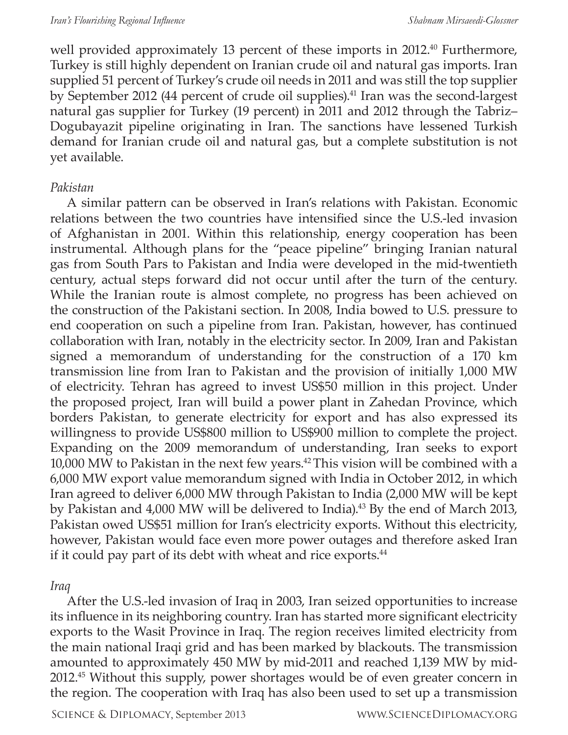well provided approximately 13 percent of these imports in 2012.[40] Furthermore, Turkey is still highly dependent on Iranian crude oil and natural gas imports. Iran supplied 51 percent of Turkey's crude oil needs in 2011 and was still the top supplier by September 2012 (44 percent of crude oil supplies).[41] Iran was the second-largest natural gas supplier for Turkey (19 percent) in 2011 and 2012 through the Tabriz–Dogubayazit pipeline originating in Iran. The sanctions have lessened Turkish demand for Iranian crude oil and natural gas, but a complete substitution is not yet available.

*Pakistan*

A similar pattern can be observed in Iran's relations with Pakistan. Economic relations between the two countries have intensified since the U.S.-led invasion of Afghanistan in 2001. Within this relationship, energy cooperation has been instrumental. Although plans for the "peace pipeline" bringing Iranian natural gas from South Pars to Pakistan and India were developed in the mid-twentieth century, actual steps forward did not occur until after the turn of the century. While the Iranian route is almost complete, no progress has been achieved on the construction of the Pakistani section. In 2008, India bowed to U.S. pressure to end cooperation on such a pipeline from Iran. Pakistan, however, has continued collaboration with Iran, notably in the electricity sector. In 2009, Iran and Pakistan signed a memorandum of understanding for the construction of a 170 km transmission line from Iran to Pakistan and the provision of initially 1,000 MW of electricity. Tehran has agreed to invest US$50 million in this project. Under the proposed project, Iran will build a power plant in Zahedan Province, which borders Pakistan, to generate electricity for export and has also expressed its willingness to provide US$800 million to US$900 million to complete the project. Expanding on the 2009 memorandum of understanding, Iran seeks to export 10,000 MW to Pakistan in the next few years.[42] This vision will be combined with a 6,000 MW export value memorandum signed with India in October 2012, in which Iran agreed to deliver 6,000 MW through Pakistan to India (2,000 MW will be kept by Pakistan and 4,000 MW will be delivered to India).[43] By the end of March 2013, Pakistan owed US$51 million for Iran's electricity exports. Without this electricity, however, Pakistan would face even more power outages and therefore asked Iran if it could pay part of its debt with wheat and rice exports.[44]

*Iraq*

After the U.S.-led invasion of Iraq in 2003, Iran seized opportunities to increase its influence in its neighboring country. Iran has started more significant electricity exports to the Wasit Province in Iraq. The region receives limited electricity from the main national Iraqi grid and has been marked by blackouts. The transmission amounted to approximately 450 MW by mid-2011 and reached 1,139 MW by mid-2012.[45] Without this supply, power shortages would be of even greater concern in the region. The cooperation with Iraq has also been used to set up a transmission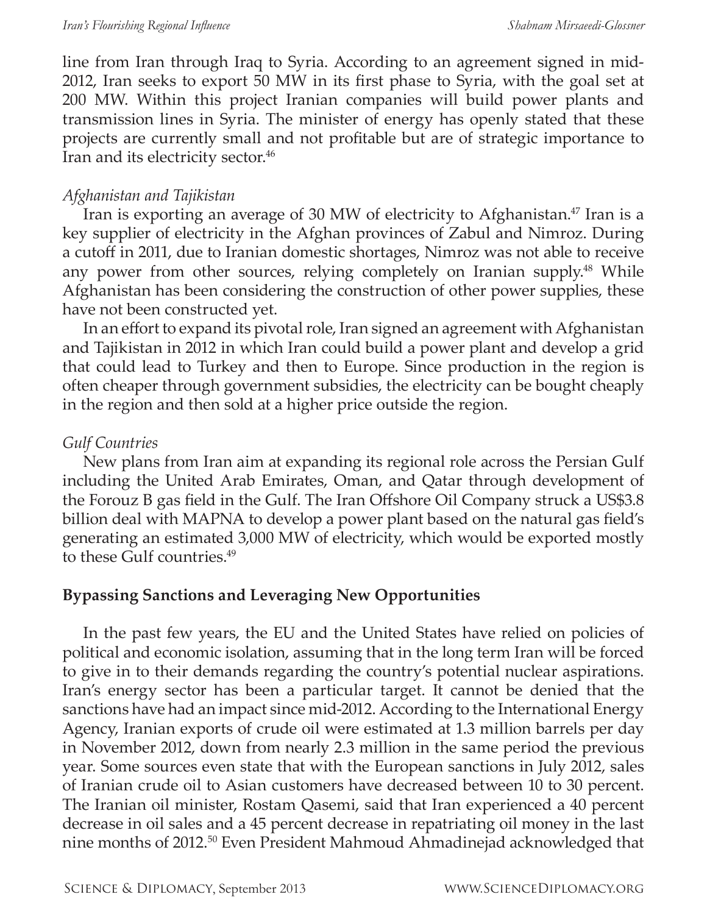line from Iran through Iraq to Syria. According to an agreement signed in mid-2012, Iran seeks to export 50 MW in its first phase to Syria, with the goal set at 200 MW. Within this project Iranian companies will build power plants and transmission lines in Syria. The minister of energy has openly stated that these projects are currently small and not profitable but are of strategic importance to Iran and its electricity sector.[46]

*Afghanistan and Tajikistan*

Iran is exporting an average of 30 MW of electricity to Afghanistan.[47] Iran is a key supplier of electricity in the Afghan provinces of Zabul and Nimroz. During a cutoff in 2011, due to Iranian domestic shortages, Nimroz was not able to receive any power from other sources, relying completely on Iranian supply.[48] While Afghanistan has been considering the construction of other power supplies, these have not been constructed yet.

In an effort to expand its pivotal role, Iran signed an agreement with Afghanistan and Tajikistan in 2012 in which Iran could build a power plant and develop a grid that could lead to Turkey and then to Europe. Since production in the region is often cheaper through government subsidies, the electricity can be bought cheaply in the region and then sold at a higher price outside the region.

*Gulf Countries*

New plans from Iran aim at expanding its regional role across the Persian Gulf including the United Arab Emirates, Oman, and Qatar through development of the Forouz B gas field in the Gulf. The Iran Offshore Oil Company struck a US$3.8 billion deal with MAPNA to develop a power plant based on the natural gas field's generating an estimated 3,000 MW of electricity, which would be exported mostly to these Gulf countries.[49]

## Bypassing Sanctions and Leveraging New Opportunities

In the past few years, the EU and the United States have relied on policies of political and economic isolation, assuming that in the long term Iran will be forced to give in to their demands regarding the country's potential nuclear aspirations. Iran's energy sector has been a particular target. It cannot be denied that the sanctions have had an impact since mid-2012. According to the International Energy Agency, Iranian exports of crude oil were estimated at 1.3 million barrels per day in November 2012, down from nearly 2.3 million in the same period the previous year. Some sources even state that with the European sanctions in July 2012, sales of Iranian crude oil to Asian customers have decreased between 10 to 30 percent. The Iranian oil minister, Rostam Qasemi, said that Iran experienced a 40 percent decrease in oil sales and a 45 percent decrease in repatriating oil money in the last nine months of 2012.[50] Even President Mahmoud Ahmadinejad acknowledged that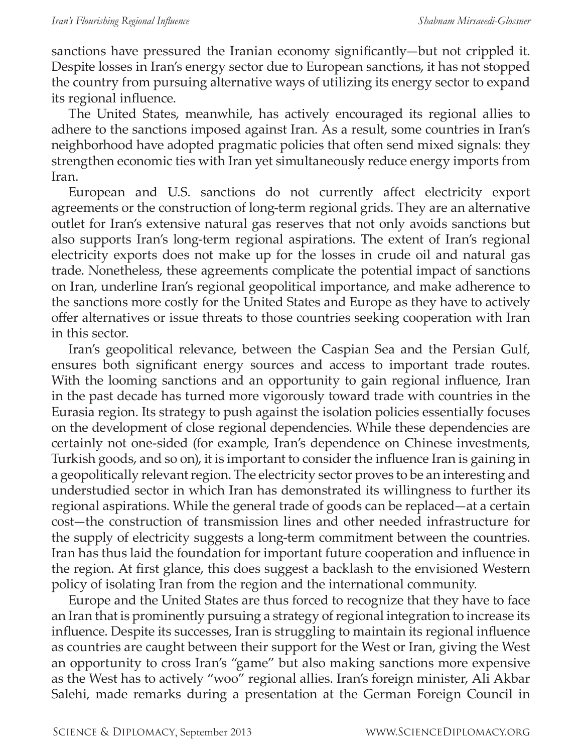sanctions have pressured the Iranian economy significantly—but not crippled it. Despite losses in Iran's energy sector due to European sanctions, it has not stopped the country from pursuing alternative ways of utilizing its energy sector to expand its regional influence.

The United States, meanwhile, has actively encouraged its regional allies to adhere to the sanctions imposed against Iran. As a result, some countries in Iran's neighborhood have adopted pragmatic policies that often send mixed signals: they strengthen economic ties with Iran yet simultaneously reduce energy imports from Iran.

European and U.S. sanctions do not currently affect electricity export agreements or the construction of long-term regional grids. They are an alternative outlet for Iran's extensive natural gas reserves that not only avoids sanctions but also supports Iran's long-term regional aspirations. The extent of Iran's regional electricity exports does not make up for the losses in crude oil and natural gas trade. Nonetheless, these agreements complicate the potential impact of sanctions on Iran, underline Iran's regional geopolitical importance, and make adherence to the sanctions more costly for the United States and Europe as they have to actively offer alternatives or issue threats to those countries seeking cooperation with Iran in this sector.

Iran's geopolitical relevance, between the Caspian Sea and the Persian Gulf, ensures both significant energy sources and access to important trade routes. With the looming sanctions and an opportunity to gain regional influence, Iran in the past decade has turned more vigorously toward trade with countries in the Eurasia region. Its strategy to push against the isolation policies essentially focuses on the development of close regional dependencies. While these dependencies are certainly not one-sided (for example, Iran's dependence on Chinese investments, Turkish goods, and so on), it is important to consider the influence Iran is gaining in a geopolitically relevant region. The electricity sector proves to be an interesting and understudied sector in which Iran has demonstrated its willingness to further its regional aspirations. While the general trade of goods can be replaced—at a certain cost—the construction of transmission lines and other needed infrastructure for the supply of electricity suggests a long-term commitment between the countries. Iran has thus laid the foundation for important future cooperation and influence in the region. At first glance, this does suggest a backlash to the envisioned Western policy of isolating Iran from the region and the international community.

Europe and the United States are thus forced to recognize that they have to face an Iran that is prominently pursuing a strategy of regional integration to increase its influence. Despite its successes, Iran is struggling to maintain its regional influence as countries are caught between their support for the West or Iran, giving the West an opportunity to cross Iran's "game" but also making sanctions more expensive as the West has to actively "woo" regional allies. Iran's foreign minister, Ali Akbar Salehi, made remarks during a presentation at the German Foreign Council in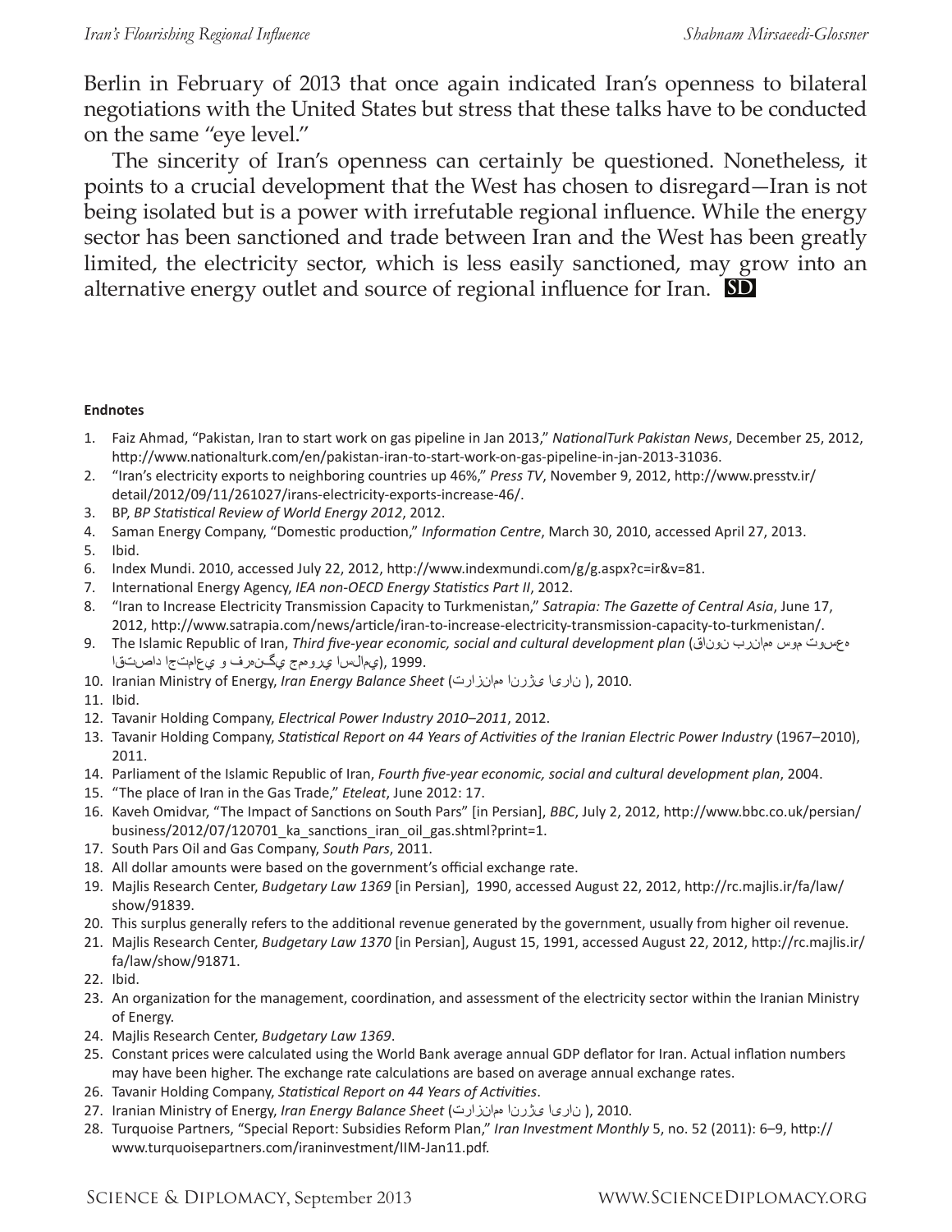Berlin in February of 2013 that once again indicated Iran's openness to bilateral negotiations with the United States but stress that these talks have to be conducted on the same "eye level."

The sincerity of Iran's openness can certainly be questioned. Nonetheless, it points to a crucial development that the West has chosen to disregard—Iran is not being isolated but is a power with irrefutable regional influence. While the energy sector has been sanctioned and trade between Iran and the West has been greatly limited, the electricity sector, which is less easily sanctioned, may grow into an alternative energy outlet and source of regional influence for Iran. **SD**

**Endnotes**

1. Faiz Ahmad, "Pakistan, Iran to start work on gas pipeline in Jan 2013," *NationalTurk Pakistan News*, December 25, 2012, http://www.nationalturk.com/en/pakistan-iran-to-start-work-on-gas-pipeline-in-jan-2013-31036.
2. "Iran's electricity exports to neighboring countries up 46%," *Press TV*, November 9, 2012, http://www.presstv.ir/detail/2012/09/11/261027/irans-electricity-exports-increase-46/.
3. BP, *BP Statistical Review of World Energy 2012*, 2012.
4. Saman Energy Company, "Domestic production," *Information Centre*, March 30, 2010, accessed April 27, 2013.
5. Ibid.
6. Index Mundi. 2010, accessed July 22, 2012, http://www.indexmundi.com/g/g.aspx?c=ir&v=81.
7. International Energy Agency, *IEA non-OECD Energy Statistics Part II*, 2012.
8. "Iran to Increase Electricity Transmission Capacity to Turkmenistan," *Satrapia: The Gazette of Central Asia*, June 17, 2012, http://www.satrapia.com/news/article/iran-to-increase-electricity-transmission-capacity-to-turkmenistan/.
9. The Islamic Republic of Iran, *Third five-year economic, social and cultural development plan* (قانون برنامه سوم توسعه اقتصادي اجتماعي و فرهنگي جمهوري اسلامي), 1999.
10. Iranian Ministry of Energy, *Iran Energy Balance Sheet* (ترازنامه انرژی ایران), 2010.
11. Ibid.
12. Tavanir Holding Company, *Electrical Power Industry 2010–2011*, 2012.
13. Tavanir Holding Company, *Statistical Report on 44 Years of Activities of the Iranian Electric Power Industry* (1967–2010), 2011.
14. Parliament of the Islamic Republic of Iran, *Fourth five-year economic, social and cultural development plan*, 2004.
15. "The place of Iran in the Gas Trade," *Eteleat*, June 2012: 17.
16. Kaveh Omidvar, "The Impact of Sanctions on South Pars" [in Persian], *BBC*, July 2, 2012, http://www.bbc.co.uk/persian/business/2012/07/120701_ka_sanctions_iran_oil_gas.shtml?print=1.
17. South Pars Oil and Gas Company, *South Pars*, 2011.
18. All dollar amounts were based on the government's official exchange rate.
19. Majlis Research Center, *Budgetary Law 1369* [in Persian], 1990, accessed August 22, 2012, http://rc.majlis.ir/fa/law/show/91839.
20. This surplus generally refers to the additional revenue generated by the government, usually from higher oil revenue.
21. Majlis Research Center, *Budgetary Law 1370* [in Persian], August 15, 1991, accessed August 22, 2012, http://rc.majlis.ir/fa/law/show/91871.
22. Ibid.
23. An organization for the management, coordination, and assessment of the electricity sector within the Iranian Ministry of Energy.
24. Majlis Research Center, *Budgetary Law 1369*.
25. Constant prices were calculated using the World Bank average annual GDP deflator for Iran. Actual inflation numbers may have been higher. The exchange rate calculations are based on average annual exchange rates.
26. Tavanir Holding Company, *Statistical Report on 44 Years of Activities*.
27. Iranian Ministry of Energy, *Iran Energy Balance Sheet* (ترازنامه انرژی ایران), 2010.
28. Turquoise Partners, "Special Report: Subsidies Reform Plan," *Iran Investment Monthly* 5, no. 52 (2011): 6–9, http://www.turquoisepartners.com/iraninvestment/IIM-Jan11.pdf.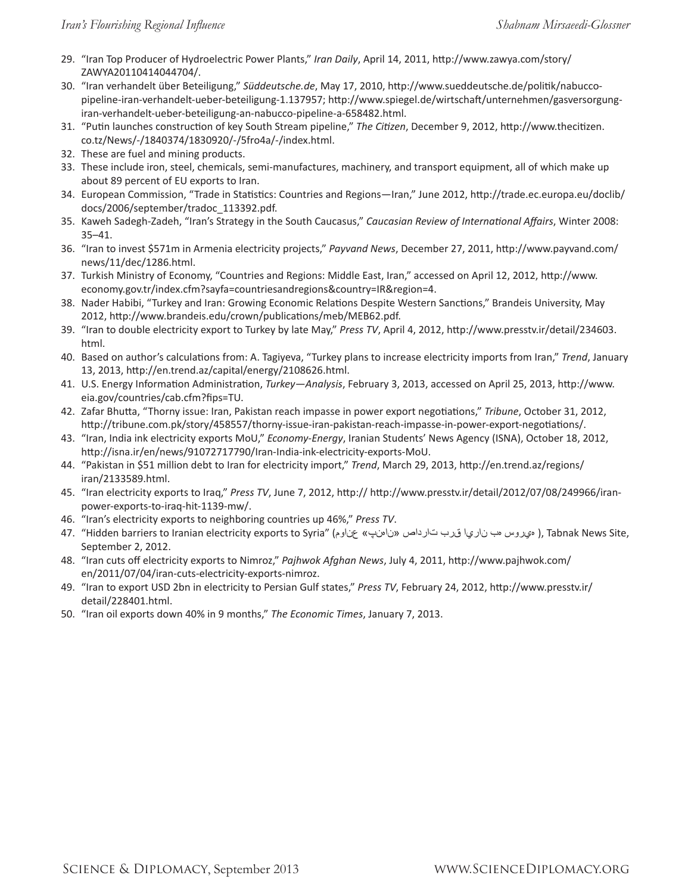29. "Iran Top Producer of Hydroelectric Power Plants," *Iran Daily*, April 14, 2011, http://www.zawya.com/story/ZAWYA20110414044704/.
30. "Iran verhandelt über Beteiligung," *Süddeutsche.de*, May 17, 2010, http://www.sueddeutsche.de/politik/nabucco-pipeline-iran-verhandelt-ueber-beteiligung-1.137957; http://www.spiegel.de/wirtschaft/unternehmen/gasversorgung-iran-verhandelt-ueber-beteiligung-an-nabucco-pipeline-a-658482.html.
31. "Putin launches construction of key South Stream pipeline," *The Citizen*, December 9, 2012, http://www.thecitizen.co.tz/News/-/1840374/1830920/-/5fro4a/-/index.html.
32. These are fuel and mining products.
33. These include iron, steel, chemicals, semi-manufactures, machinery, and transport equipment, all of which make up about 89 percent of EU exports to Iran.
34. European Commission, "Trade in Statistics: Countries and Regions—Iran," June 2012, http://trade.ec.europa.eu/doclib/docs/2006/september/tradoc_113392.pdf.
35. Kaweh Sadegh-Zadeh, "Iran's Strategy in the South Caucasus," *Caucasian Review of International Affairs*, Winter 2008: 35–41.
36. "Iran to invest $571m in Armenia electricity projects," *Payvand News*, December 27, 2011, http://www.payvand.com/news/11/dec/1286.html.
37. Turkish Ministry of Economy, "Countries and Regions: Middle East, Iran," accessed on April 12, 2012, http://www.economy.gov.tr/index.cfm?sayfa=countriesandregions&country=IR&region=4.
38. Nader Habibi, "Turkey and Iran: Growing Economic Relations Despite Western Sanctions," Brandeis University, May 2012, http://www.brandeis.edu/crown/publications/meb/MEB62.pdf.
39. "Iran to double electricity export to Turkey by late May," *Press TV*, April 4, 2012, http://www.presstv.ir/detail/234603.html.
40. Based on author's calculations from: A. Tagiyeva, "Turkey plans to increase electricity imports from Iran," *Trend*, January 13, 2013, http://en.trend.az/capital/energy/2108626.html.
41. U.S. Energy Information Administration, *Turkey—Analysis*, February 3, 2013, accessed on April 25, 2013, http://www.eia.gov/countries/cab.cfm?fips=TU.
42. Zafar Bhutta, "Thorny issue: Iran, Pakistan reach impasse in power export negotiations," *Tribune*, October 31, 2012, http://tribune.com.pk/story/458557/thorny-issue-iran-pakistan-reach-impasse-in-power-export-negotiations/.
43. "Iran, India ink electricity exports MoU," *Economy-Energy*, Iranian Students' News Agency (ISNA), October 18, 2012, http://isna.ir/en/news/91072717790/Iran-India-ink-electricity-exports-MoU.
44. "Pakistan in $51 million debt to Iran for electricity import," *Trend*, March 29, 2013, http://en.trend.az/regions/iran/2133589.html.
45. "Iran electricity exports to Iraq," *Press TV*, June 7, 2012, http:// http://www.presstv.ir/detail/2012/07/08/249966/iran-power-exports-to-iraq-hit-1139-mw/.
46. "Iran's electricity exports to neighboring countries up 46%," *Press TV*.
47. "Hidden barriers to Iranian electricity exports to Syria" (موانع «پنهان» صادرات برق ايران به سوريه), Tabnak News Site, September 2, 2012.
48. "Iran cuts off electricity exports to Nimroz," *Pajhwok Afghan News*, July 4, 2011, http://www.pajhwok.com/en/2011/07/04/iran-cuts-electricity-exports-nimroz.
49. "Iran to export USD 2bn in electricity to Persian Gulf states," *Press TV*, February 24, 2012, http://www.presstv.ir/detail/228401.html.
50. "Iran oil exports down 40% in 9 months," *The Economic Times*, January 7, 2013.